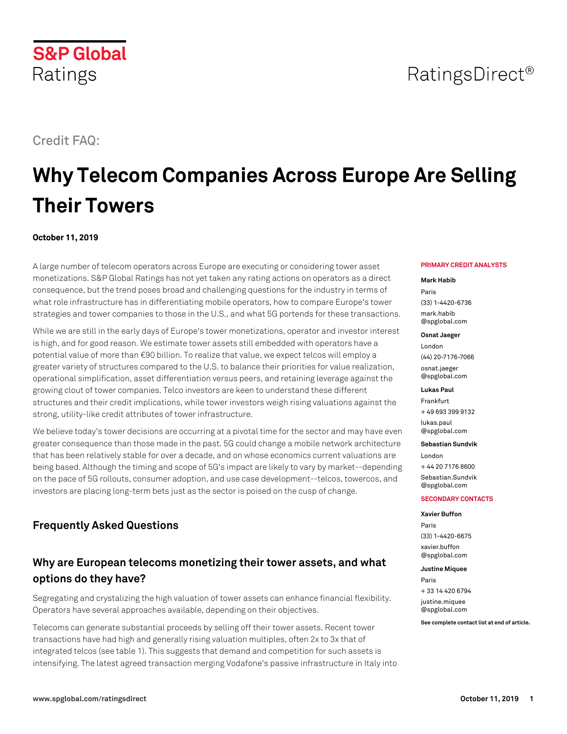S&P Global Ratings

RatingsDirect®

Credit FAQ:

# Why Telecom Companies Across Europe Are Selling Their Towers

**October 11, 2019**

**PRIMARY CREDIT ANALYSTS**

**Mark Habib**
Paris
(33) 1-4420-6736
mark.habib@spglobal.com

**Osnat Jaeger**
London
(44) 20-7176-7066
osnat.jaeger@spglobal.com

**Lukas Paul**
Frankfurt
+ 49 693 399 9132
lukas.paul@spglobal.com

**Sebastian Sundvik**
London
+ 44 20 7176 8600
Sebastian.Sundvik@spglobal.com

**SECONDARY CONTACTS**

**Xavier Buffon**
Paris
(33) 1-4420-6675
xavier.buffon@spglobal.com

**Justine Miquee**
Paris
+ 33 14 420 6794
justine.miquee@spglobal.com

**See complete contact list at end of article.**

A large number of telecom operators across Europe are executing or considering tower asset monetizations. S&P Global Ratings has not yet taken any rating actions on operators as a direct consequence, but the trend poses broad and challenging questions for the industry in terms of what role infrastructure has in differentiating mobile operators, how to compare Europe's tower strategies and tower companies to those in the U.S., and what 5G portends for these transactions.

While we are still in the early days of Europe's tower monetizations, operator and investor interest is high, and for good reason. We estimate tower assets still embedded with operators have a potential value of more than €90 billion. To realize that value, we expect telcos will employ a greater variety of structures compared to the U.S. to balance their priorities for value realization, operational simplification, asset differentiation versus peers, and retaining leverage against the growing clout of tower companies. Telco investors are keen to understand these different structures and their credit implications, while tower investors weigh rising valuations against the strong, utility-like credit attributes of tower infrastructure.

We believe today's tower decisions are occurring at a pivotal time for the sector and may have even greater consequence than those made in the past. 5G could change a mobile network architecture that has been relatively stable for over a decade, and on whose economics current valuations are being based. Although the timing and scope of 5G's impact are likely to vary by market--depending on the pace of 5G rollouts, consumer adoption, and use case development--telcos, towercos, and investors are placing long-term bets just as the sector is poised on the cusp of change.

## Frequently Asked Questions

### Why are European telecoms monetizing their tower assets, and what options do they have?

Segregating and crystalizing the high valuation of tower assets can enhance financial flexibility. Operators have several approaches available, depending on their objectives.

Telecoms can generate substantial proceeds by selling off their tower assets. Recent tower transactions have had high and generally rising valuation multiples, often 2x to 3x that of integrated telcos (see table 1). This suggests that demand and competition for such assets is intensifying. The latest agreed transaction merging Vodafone's passive infrastructure in Italy into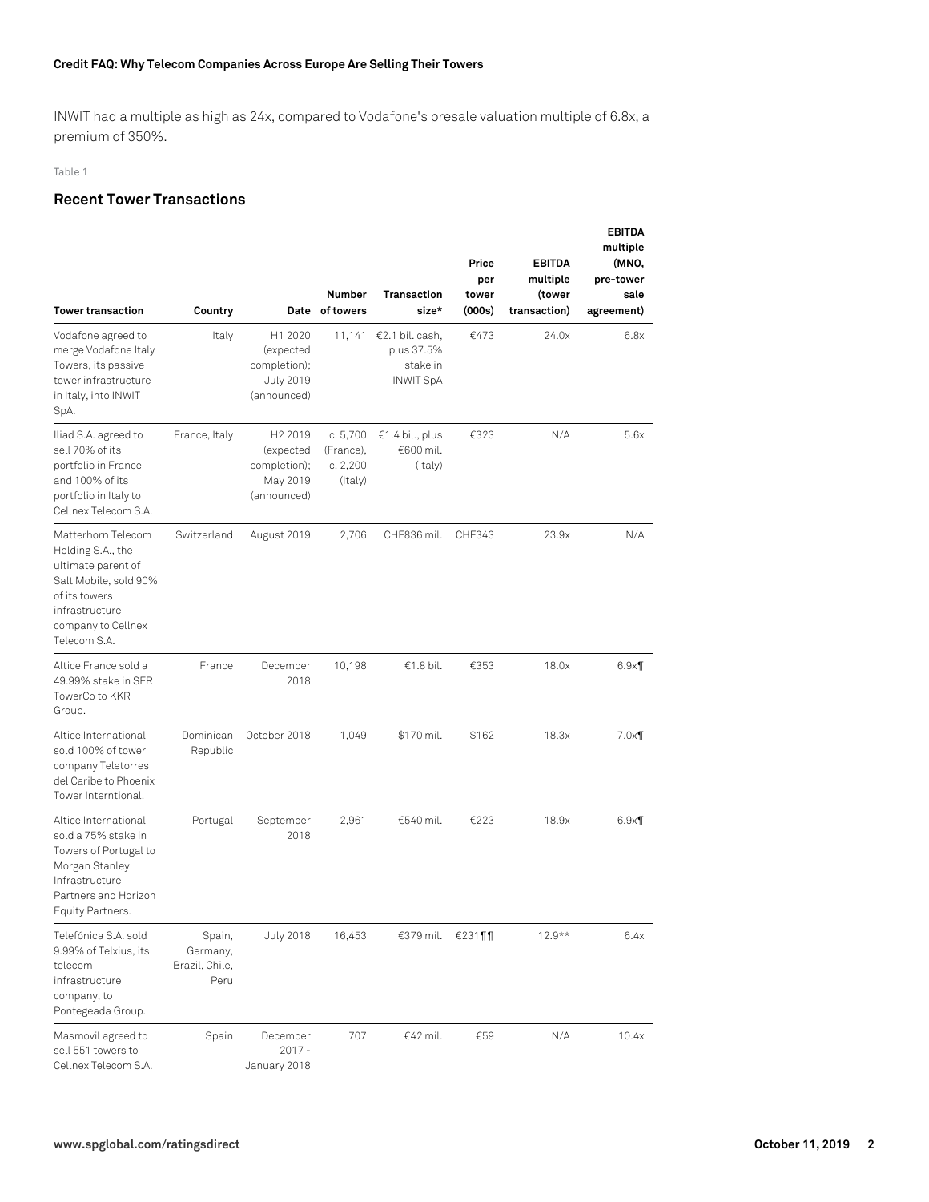INWIT had a multiple as high as 24x, compared to Vodafone's presale valuation multiple of 6.8x, a premium of 350%.

Table 1

## Recent Tower Transactions

| Tower transaction | Country | Date | Number of towers | Transaction size* | Price per tower (000s) | EBITDA multiple (tower transaction) | EBITDA multiple (MNO, pre-tower sale agreement) |
|---|---|---|---|---|---|---|---|
| Vodafone agreed to merge Vodafone Italy Towers, its passive tower infrastructure in Italy, into INWIT SpA. | Italy | H1 2020 (expected completion); July 2019 (announced) | 11,141 | €2.1 bil. cash, plus 37.5% stake in INWIT SpA | €473 | 24.0x | 6.8x |
| Iliad S.A. agreed to sell 70% of its portfolio in France and 100% of its portfolio in Italy to Cellnex Telecom S.A. | France, Italy | H2 2019 (expected completion); May 2019 (announced) | c. 5,700 (France), c. 2,200 (Italy) | €1.4 bil., plus €600 mil. (Italy) | €323 | N/A | 5.6x |
| Matterhorn Telecom Holding S.A., the ultimate parent of Salt Mobile, sold 90% of its towers infrastructure company to Cellnex Telecom S.A. | Switzerland | August 2019 | 2,706 | CHF836 mil. | CHF343 | 23.9x | N/A |
| Altice France sold a 49.99% stake in SFR TowerCo to KKR Group. | France | December 2018 | 10,198 | €1.8 bil. | €353 | 18.0x | 6.9x¶ |
| Altice International sold 100% of tower company Teletorres del Caribe to Phoenix Tower Interntional. | Dominican Republic | October 2018 | 1,049 | $170 mil. | $162 | 18.3x | 7.0x¶ |
| Altice International sold a 75% stake in Towers of Portugal to Morgan Stanley Infrastructure Partners and Horizon Equity Partners. | Portugal | September 2018 | 2,961 | €540 mil. | €223 | 18.9x | 6.9x¶ |
| Telefónica S.A. sold 9.99% of Telxius, its telecom infrastructure company, to Pontegeada Group. | Spain, Germany, Brazil, Chile, Peru | July 2018 | 16,453 | €379 mil. | €231¶¶ | 12.9** | 6.4x |
| Masmovil agreed to sell 551 towers to Cellnex Telecom S.A. | Spain | December 2017 - January 2018 | 707 | €42 mil. | €59 | N/A | 10.4x |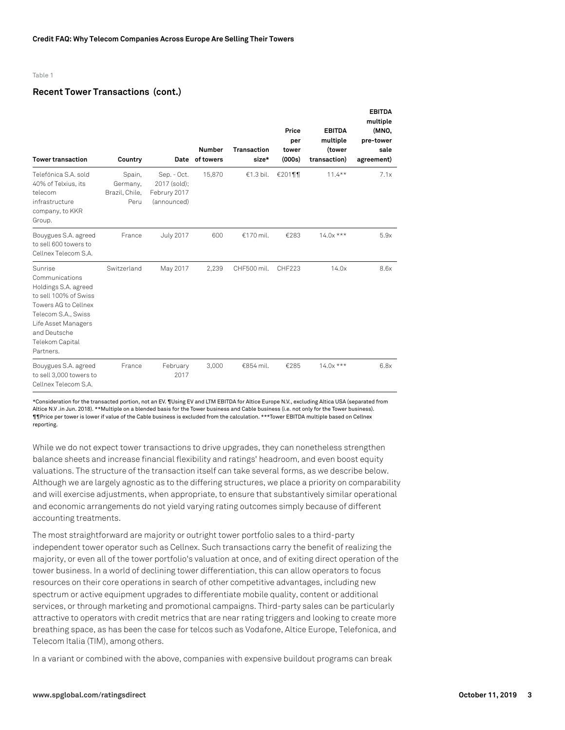Table 1

## Recent Tower Transactions (cont.)

| Tower transaction | Country | Date | Number of towers | Transaction size* | Price per tower (000s) | EBITDA multiple (tower transaction) | EBITDA multiple (MNO, pre-tower sale agreement) |
|---|---|---|---|---|---|---|---|
| Telefónica S.A. sold 40% of Telxius, its telecom infrastructure company, to KKR Group. | Spain, Germany, Brazil, Chile, Peru | Sep. - Oct. 2017 (sold); Februry 2017 (announced) | 15,870 | €1.3 bil. | €201¶¶ | 11.4** | 7.1x |
| Bouygues S.A. agreed to sell 600 towers to Cellnex Telecom S.A. | France | July 2017 | 600 | €170 mil. | €283 | 14.0x *** | 5.9x |
| Sunrise Communications Holdings S.A. agreed to sell 100% of Swiss Towers AG to Cellnex Telecom S.A., Swiss Life Asset Managers and Deutsche Telekom Capital Partners. | Switzerland | May 2017 | 2,239 | CHF500 mil. | CHF223 | 14.0x | 8.6x |
| Bouygues S.A. agreed to sell 3,000 towers to Cellnex Telecom S.A. | France | February 2017 | 3,000 | €854 mil. | €285 | 14.0x *** | 6.8x |

*Consideration for the transacted portion, not an EV. ¶Using EV and LTM EBITDA for Altice Europe N.V., excluding Altica USA (separated from Altice N.V .in Jun. 2018). **Multiple on a blended basis for the Tower business and Cable business (i.e. not only for the Tower business). ¶¶Price per tower is lower if value of the Cable business is excluded from the calculation. ***Tower EBITDA multiple based on Cellnex reporting.

While we do not expect tower transactions to drive upgrades, they can nonetheless strengthen balance sheets and increase financial flexibility and ratings' headroom, and even boost equity valuations. The structure of the transaction itself can take several forms, as we describe below. Although we are largely agnostic as to the differing structures, we place a priority on comparability and will exercise adjustments, when appropriate, to ensure that substantively similar operational and economic arrangements do not yield varying rating outcomes simply because of different accounting treatments.

The most straightforward are majority or outright tower portfolio sales to a third-party independent tower operator such as Cellnex. Such transactions carry the benefit of realizing the majority, or even all of the tower portfolio's valuation at once, and of exiting direct operation of the tower business. In a world of declining tower differentiation, this can allow operators to focus resources on their core operations in search of other competitive advantages, including new spectrum or active equipment upgrades to differentiate mobile quality, content or additional services, or through marketing and promotional campaigns. Third-party sales can be particularly attractive to operators with credit metrics that are near rating triggers and looking to create more breathing space, as has been the case for telcos such as Vodafone, Altice Europe, Telefonica, and Telecom Italia (TIM), among others.

In a variant or combined with the above, companies with expensive buildout programs can break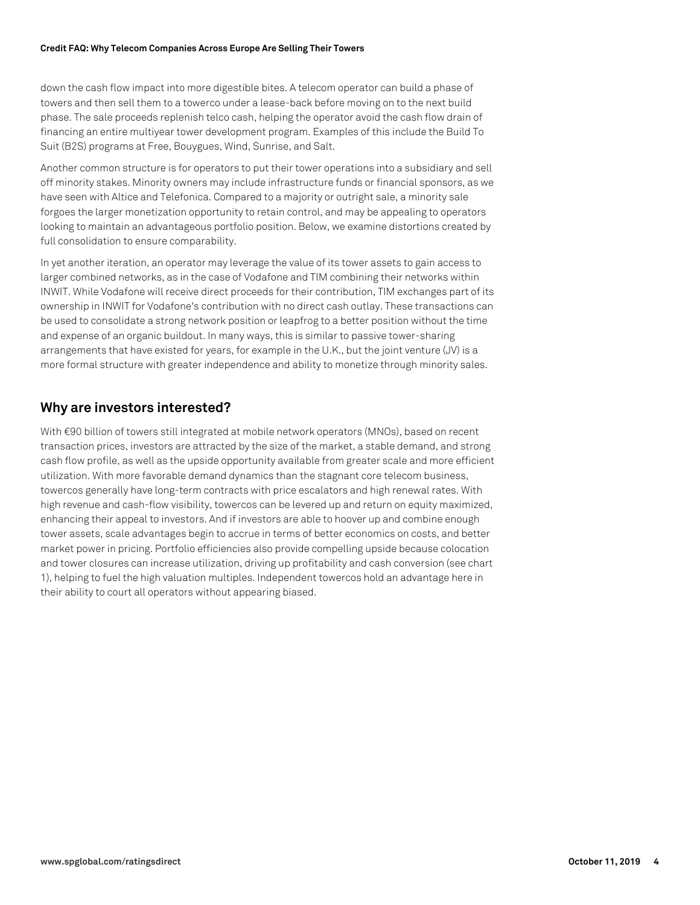down the cash flow impact into more digestible bites. A telecom operator can build a phase of towers and then sell them to a towerco under a lease-back before moving on to the next build phase. The sale proceeds replenish telco cash, helping the operator avoid the cash flow drain of financing an entire multiyear tower development program. Examples of this include the Build To Suit (B2S) programs at Free, Bouygues, Wind, Sunrise, and Salt.

Another common structure is for operators to put their tower operations into a subsidiary and sell off minority stakes. Minority owners may include infrastructure funds or financial sponsors, as we have seen with Altice and Telefonica. Compared to a majority or outright sale, a minority sale forgoes the larger monetization opportunity to retain control, and may be appealing to operators looking to maintain an advantageous portfolio position. Below, we examine distortions created by full consolidation to ensure comparability.

In yet another iteration, an operator may leverage the value of its tower assets to gain access to larger combined networks, as in the case of Vodafone and TIM combining their networks within INWIT. While Vodafone will receive direct proceeds for their contribution, TIM exchanges part of its ownership in INWIT for Vodafone's contribution with no direct cash outlay. These transactions can be used to consolidate a strong network position or leapfrog to a better position without the time and expense of an organic buildout. In many ways, this is similar to passive tower-sharing arrangements that have existed for years, for example in the U.K., but the joint venture (JV) is a more formal structure with greater independence and ability to monetize through minority sales.

## Why are investors interested?

With €90 billion of towers still integrated at mobile network operators (MNOs), based on recent transaction prices, investors are attracted by the size of the market, a stable demand, and strong cash flow profile, as well as the upside opportunity available from greater scale and more efficient utilization. With more favorable demand dynamics than the stagnant core telecom business, towercos generally have long-term contracts with price escalators and high renewal rates. With high revenue and cash-flow visibility, towercos can be levered up and return on equity maximized, enhancing their appeal to investors. And if investors are able to hoover up and combine enough tower assets, scale advantages begin to accrue in terms of better economics on costs, and better market power in pricing. Portfolio efficiencies also provide compelling upside because colocation and tower closures can increase utilization, driving up profitability and cash conversion (see chart 1), helping to fuel the high valuation multiples. Independent towercos hold an advantage here in their ability to court all operators without appearing biased.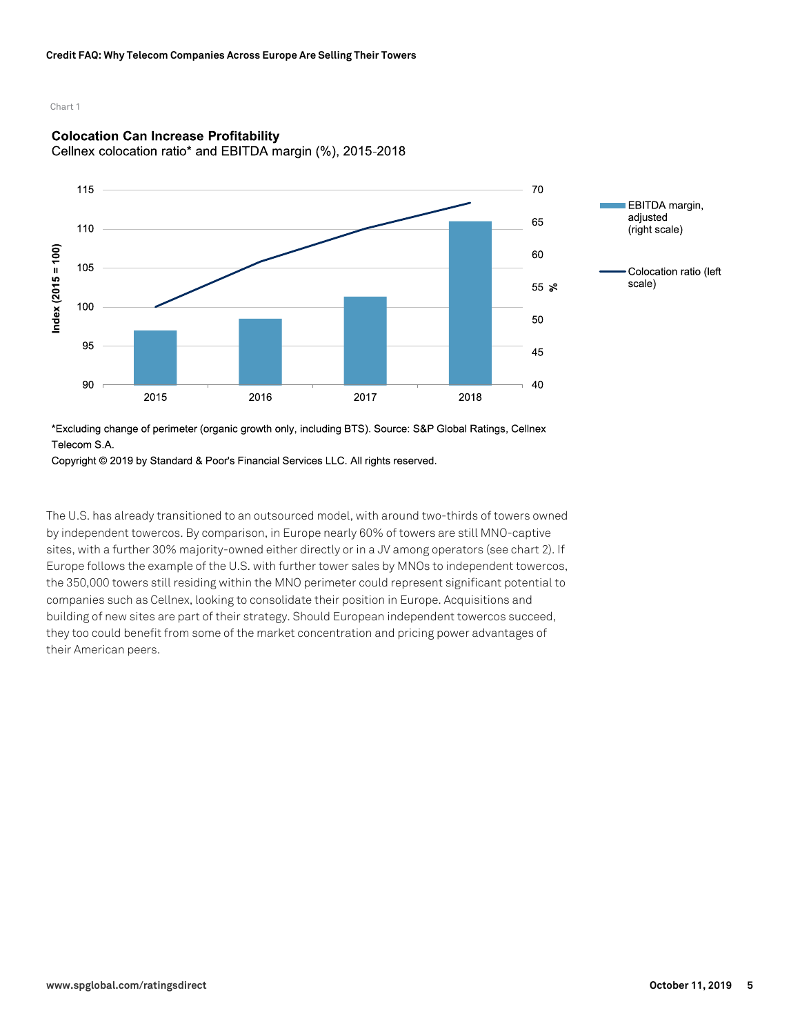Chart 1

**Colocation Can Increase Profitability**

Cellnex colocation ratio* and EBITDA margin (%), 2015-2018

*Excluding change of perimeter (organic growth only, including BTS). Source: S&P Global Ratings, Cellnex Telecom S.A.

Copyright © 2019 by Standard & Poor's Financial Services LLC. All rights reserved.

The U.S. has already transitioned to an outsourced model, with around two-thirds of towers owned by independent towercos. By comparison, in Europe nearly 60% of towers are still MNO-captive sites, with a further 30% majority-owned either directly or in a JV among operators (see chart 2). If Europe follows the example of the U.S. with further tower sales by MNOs to independent towercos, the 350,000 towers still residing within the MNO perimeter could represent significant potential to companies such as Cellnex, looking to consolidate their position in Europe. Acquisitions and building of new sites are part of their strategy. Should European independent towercos succeed, they too could benefit from some of the market concentration and pricing power advantages of their American peers.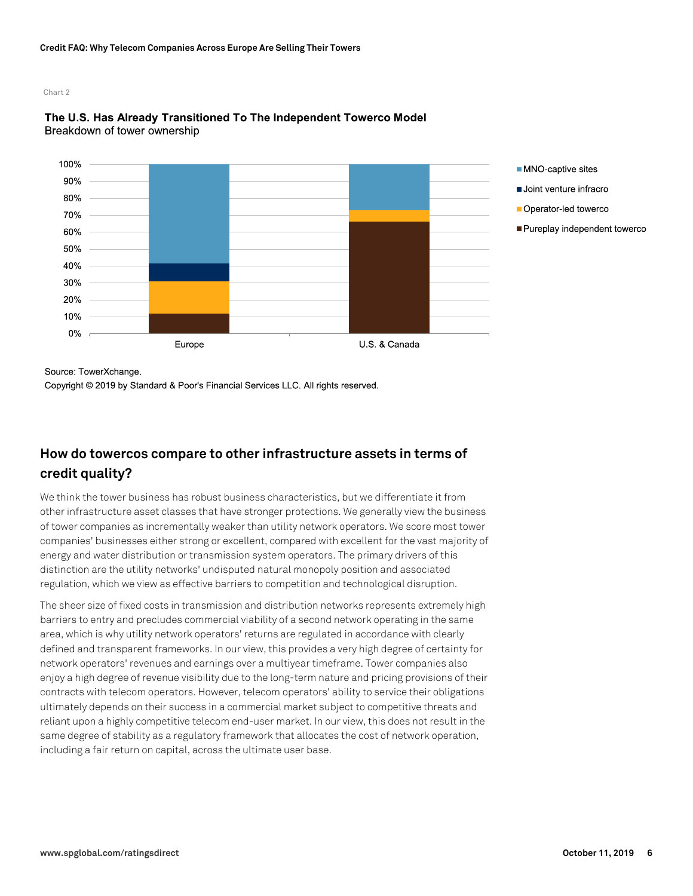Chart 2

**The U.S. Has Already Transitioned To The Independent Towerco Model**
Breakdown of tower ownership

Source: TowerXchange.

Copyright © 2019 by Standard & Poor's Financial Services LLC. All rights reserved.

## How do towercos compare to other infrastructure assets in terms of credit quality?

We think the tower business has robust business characteristics, but we differentiate it from other infrastructure asset classes that have stronger protections. We generally view the business of tower companies as incrementally weaker than utility network operators. We score most tower companies' businesses either strong or excellent, compared with excellent for the vast majority of energy and water distribution or transmission system operators. The primary drivers of this distinction are the utility networks' undisputed natural monopoly position and associated regulation, which we view as effective barriers to competition and technological disruption.

The sheer size of fixed costs in transmission and distribution networks represents extremely high barriers to entry and precludes commercial viability of a second network operating in the same area, which is why utility network operators' returns are regulated in accordance with clearly defined and transparent frameworks. In our view, this provides a very high degree of certainty for network operators' revenues and earnings over a multiyear timeframe. Tower companies also enjoy a high degree of revenue visibility due to the long-term nature and pricing provisions of their contracts with telecom operators. However, telecom operators' ability to service their obligations ultimately depends on their success in a commercial market subject to competitive threats and reliant upon a highly competitive telecom end-user market. In our view, this does not result in the same degree of stability as a regulatory framework that allocates the cost of network operation, including a fair return on capital, across the ultimate user base.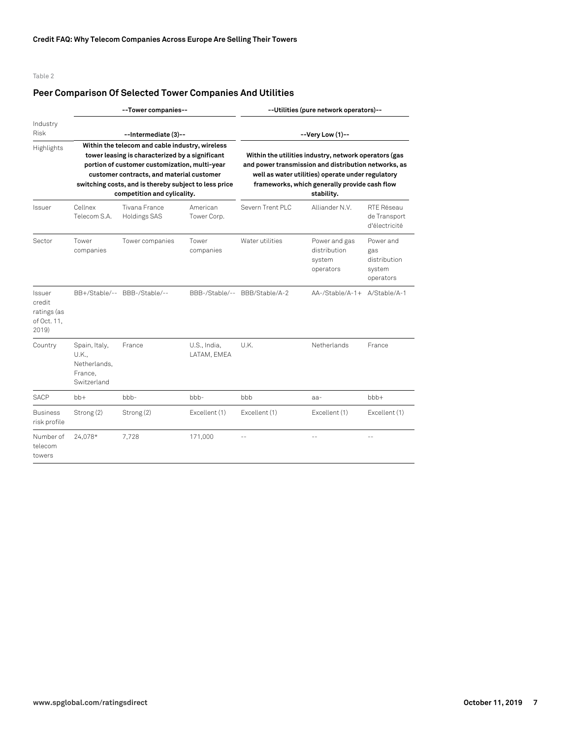Table 2

## Peer Comparison Of Selected Tower Companies And Utilities

| | --Tower companies-- | | | --Utilities (pure network operators)-- | | |
|---|---|---|---|---|---|---|
| Industry Risk | --Intermediate (3)-- | | | --Very Low (1)-- | | |
| Highlights | **Within the telecom and cable industry, wireless tower leasing is characterized by a significant portion of customer customization, multi-year customer contracts, and material customer switching costs, and is thereby subject to less price competition and cylicality.** | | | **Within the utilities industry, network operators (gas and power transmission and distribution networks, as well as water utilities) operate under regulatory frameworks, which generally provide cash flow stability.** | | |
| Issuer | Cellnex Telecom S.A. | Tivana France Holdings SAS | American Tower Corp. | Severn Trent PLC | Alliander N.V. | RTE Réseau de Transport d'électricité |
| Sector | Tower companies | Tower companies | Tower companies | Water utilities | Power and gas distribution system operators | Power and gas distribution system operators |
| Issuer credit ratings (as of Oct. 11, 2019) | BB+/Stable/-- | BBB-/Stable/-- | BBB-/Stable/-- | BBB/Stable/A-2 | AA-/Stable/A-1+ | A/Stable/A-1 |
| Country | Spain, Italy, U.K., Netherlands, France, Switzerland | France | U.S., India, LATAM, EMEA | U.K. | Netherlands | France |
| SACP | bb+ | bbb- | bbb- | bbb | aa- | bbb+ |
| Business risk profile | Strong (2) | Strong (2) | Excellent (1) | Excellent (1) | Excellent (1) | Excellent (1) |
| Number of telecom towers | 24,078* | 7,728 | 171,000 | -- | -- | -- |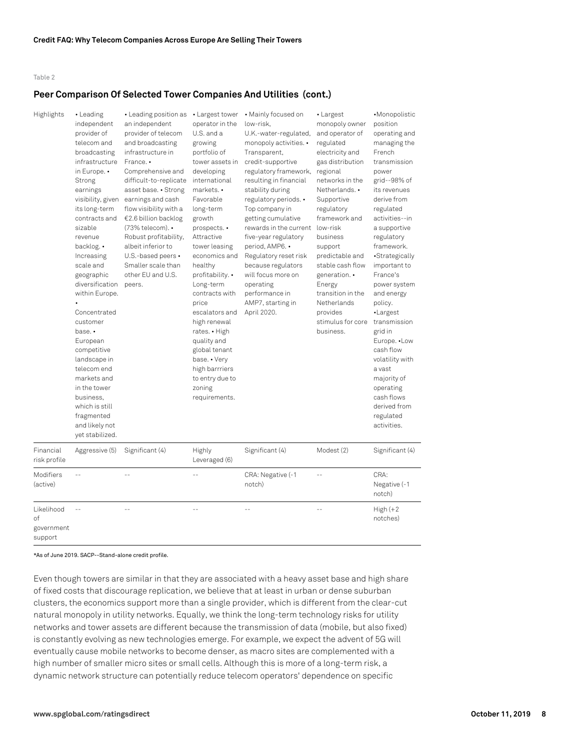Table 2

## Peer Comparison Of Selected Tower Companies And Utilities (cont.)

| Highlights | • Leading independent provider of telecom and broadcasting infrastructure in Europe. • Strong earnings visibility, given its long-term contracts and sizable revenue backlog. • Increasing scale and geographic diversification within Europe. • Concentrated customer base. • European competitive landscape in telecom end markets and in the tower business, which is still fragmented and likely not yet stabilized. | • Leading position as an independent provider of telecom and broadcasting infrastructure in France. • Comprehensive and difficult-to-replicate asset base. • Strong earnings and cash flow visibility with a €2.6 billion backlog (73% telecom). • Robust profitability, albeit inferior to U.S.-based peers • Smaller scale than other EU and U.S. peers. | • Largest tower operator in the U.S. and a growing portfolio of tower assets in developing international markets. • Favorable long-term growth prospects. • Attractive tower leasing economics and healthy profitability. • Long-term contracts with price escalators and high renewal rates. • High quality and global tenant base. • Very high barrriers to entry due to zoning requirements. | • Mainly focused on low-risk, U.K.-water-regulated, monopoly activities. • Transparent, credit-supportive regulatory framework, resulting in financial stability during regulatory periods. • Top company in getting cumulative rewards in the current five-year regulatory period, AMP6. • Regulatory reset risk because regulators will focus more on operating performance in AMP7, starting in April 2020. | • Largest monopoly owner and operator of regulated electricity and gas distribution regional networks in the Netherlands. • Supportive regulatory framework and low-risk business support predictable and stable cash flow generation. • Energy transition in the Netherlands provides stimulus for core business. | •Monopolistic position operating and managing the French transmission power grid--98% of its revenues derive from regulated activities--in a supportive regulatory framework. •Strategically important to France's power system and energy policy. •Largest transmission grid in Europe. •Low cash flow volatility with a vast majority of operating cash flows derived from regulated activities. |
|---|---|---|---|---|---|---|
| Financial risk profile | Aggressive (5) | Significant (4) | Highly Leveraged (6) | Significant (4) | Modest (2) | Significant (4) |
| Modifiers (active) | -- | -- | -- | CRA: Negative (-1 notch) | -- | CRA: Negative (-1 notch) |
| Likelihood of government support | -- | -- | -- | -- | -- | High (+2 notches) |

*As of June 2019. SACP--Stand-alone credit profile.

Even though towers are similar in that they are associated with a heavy asset base and high share of fixed costs that discourage replication, we believe that at least in urban or dense suburban clusters, the economics support more than a single provider, which is different from the clear-cut natural monopoly in utility networks. Equally, we think the long-term technology risks for utility networks and tower assets are different because the transmission of data (mobile, but also fixed) is constantly evolving as new technologies emerge. For example, we expect the advent of 5G will eventually cause mobile networks to become denser, as macro sites are complemented with a high number of smaller micro sites or small cells. Although this is more of a long-term risk, a dynamic network structure can potentially reduce telecom operators' dependence on specific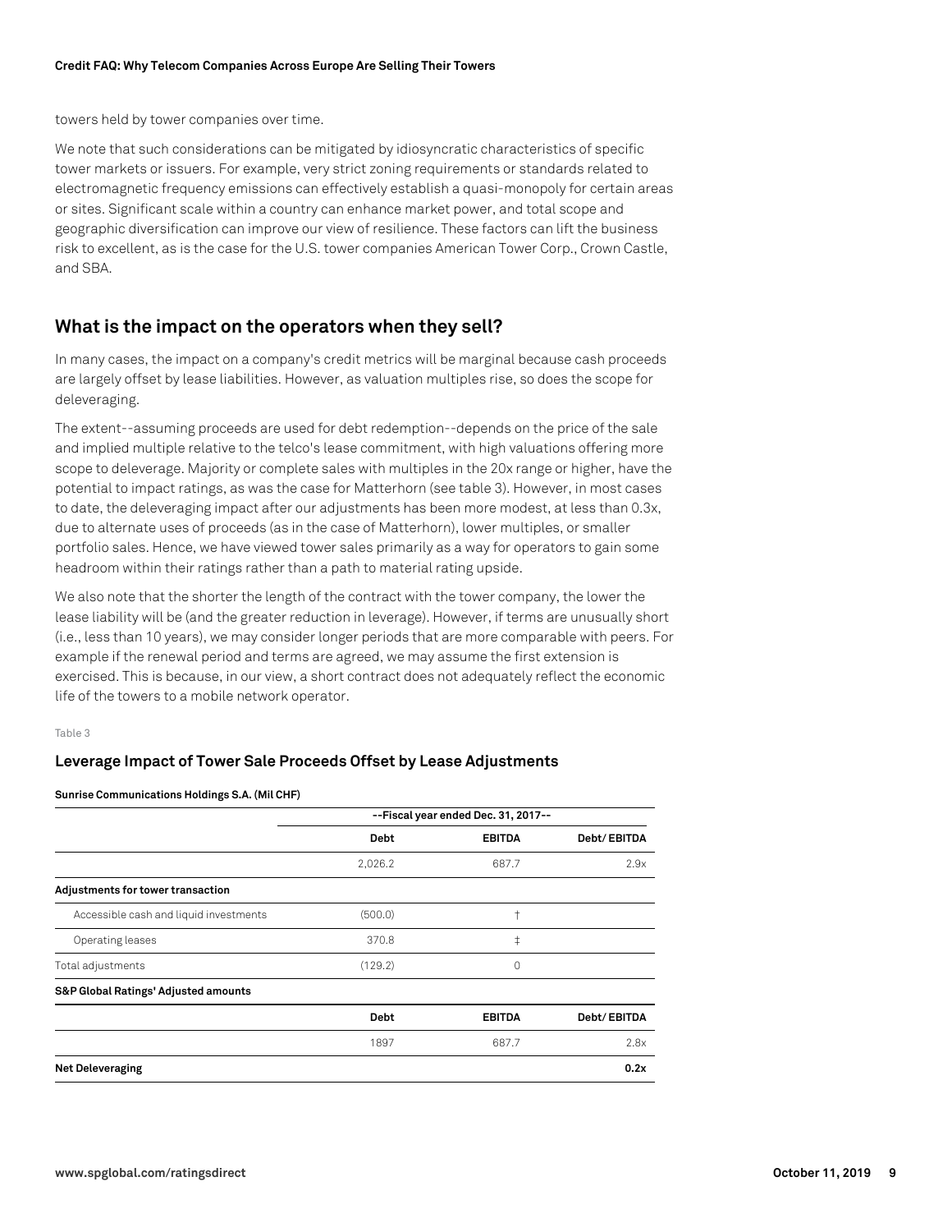towers held by tower companies over time.

We note that such considerations can be mitigated by idiosyncratic characteristics of specific tower markets or issuers. For example, very strict zoning requirements or standards related to electromagnetic frequency emissions can effectively establish a quasi-monopoly for certain areas or sites. Significant scale within a country can enhance market power, and total scope and geographic diversification can improve our view of resilience. These factors can lift the business risk to excellent, as is the case for the U.S. tower companies American Tower Corp., Crown Castle, and SBA.

## What is the impact on the operators when they sell?

In many cases, the impact on a company's credit metrics will be marginal because cash proceeds are largely offset by lease liabilities. However, as valuation multiples rise, so does the scope for deleveraging.

The extent--assuming proceeds are used for debt redemption--depends on the price of the sale and implied multiple relative to the telco's lease commitment, with high valuations offering more scope to deleverage. Majority or complete sales with multiples in the 20x range or higher, have the potential to impact ratings, as was the case for Matterhorn (see table 3). However, in most cases to date, the deleveraging impact after our adjustments has been more modest, at less than 0.3x, due to alternate uses of proceeds (as in the case of Matterhorn), lower multiples, or smaller portfolio sales. Hence, we have viewed tower sales primarily as a way for operators to gain some headroom within their ratings rather than a path to material rating upside.

We also note that the shorter the length of the contract with the tower company, the lower the lease liability will be (and the greater reduction in leverage). However, if terms are unusually short (i.e., less than 10 years), we may consider longer periods that are more comparable with peers. For example if the renewal period and terms are agreed, we may assume the first extension is exercised. This is because, in our view, a short contract does not adequately reflect the economic life of the towers to a mobile network operator.

Table 3

### Leverage Impact of Tower Sale Proceeds Offset by Lease Adjustments

**Sunrise Communications Holdings S.A. (Mil CHF)**

| | --Fiscal year ended Dec. 31, 2017-- | | |
|---|---|---|---|
| | **Debt** | **EBITDA** | **Debt/ EBITDA** |
| | 2,026.2 | 687.7 | 2.9x |
| **Adjustments for tower transaction** | | | |
| Accessible cash and liquid investments | (500.0) | † | |
| Operating leases | 370.8 | ‡ | |
| Total adjustments | (129.2) | 0 | |
| **S&P Global Ratings' Adjusted amounts** | | | |
| | **Debt** | **EBITDA** | **Debt/ EBITDA** |
| | 1897 | 687.7 | 2.8x |
| **Net Deleveraging** | | | **0.2x** |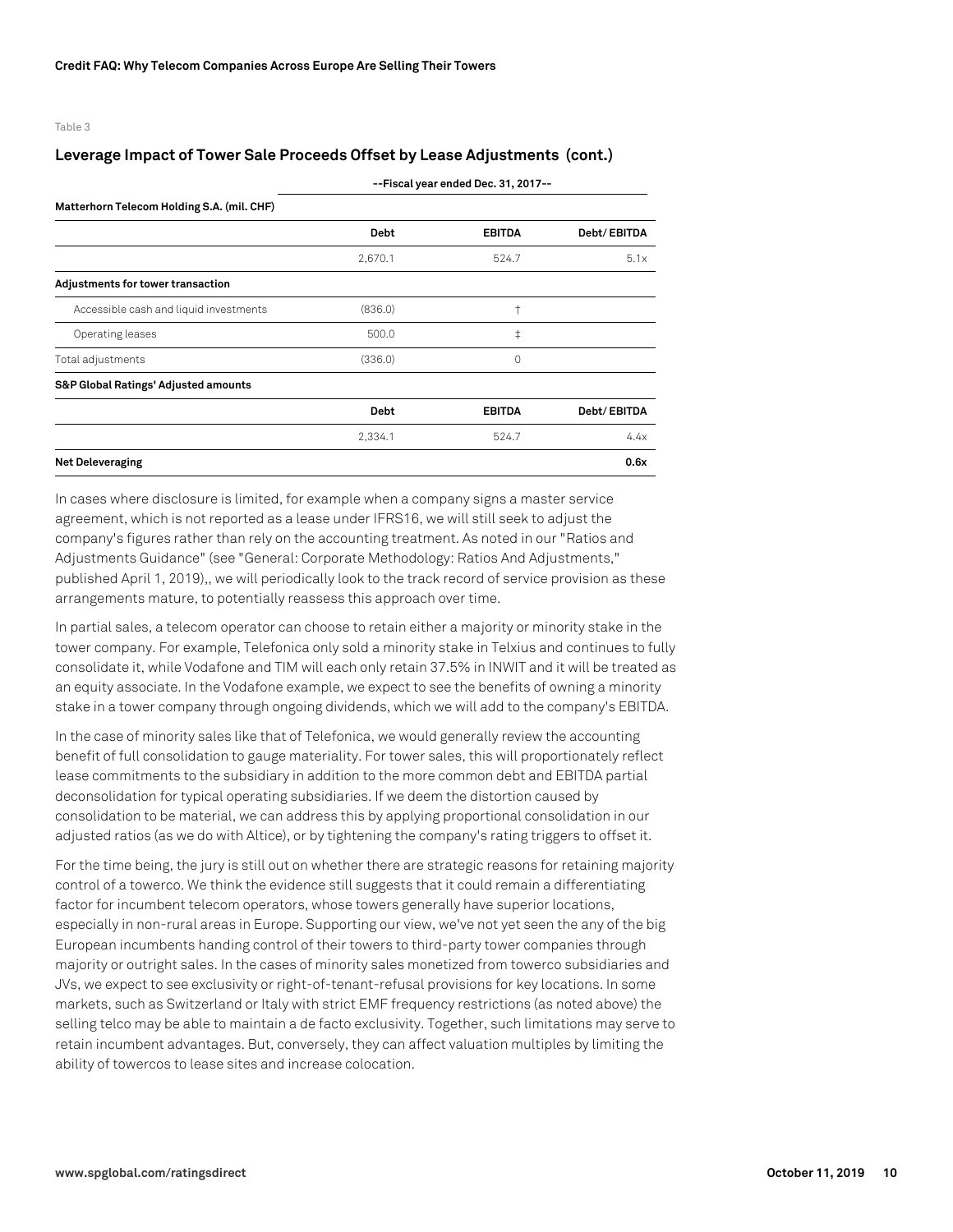Table 3

## Leverage Impact of Tower Sale Proceeds Offset by Lease Adjustments (cont.)

| | --Fiscal year ended Dec. 31, 2017-- | | |
|---|---|---|---|
| **Matterhorn Telecom Holding S.A. (mil. CHF)** | | | |
| | **Debt** | **EBITDA** | **Debt/ EBITDA** |
| | 2,670.1 | 524.7 | 5.1x |
| **Adjustments for tower transaction** | | | |
| Accessible cash and liquid investments | (836.0) | † | |
| Operating leases | 500.0 | ‡ | |
| Total adjustments | (336.0) | 0 | |
| **S&P Global Ratings' Adjusted amounts** | | | |
| | **Debt** | **EBITDA** | **Debt/ EBITDA** |
| | 2,334.1 | 524.7 | 4.4x |
| **Net Deleveraging** | | | **0.6x** |

In cases where disclosure is limited, for example when a company signs a master service agreement, which is not reported as a lease under IFRS16, we will still seek to adjust the company's figures rather than rely on the accounting treatment. As noted in our "Ratios and Adjustments Guidance" (see "General: Corporate Methodology: Ratios And Adjustments," published April 1, 2019),, we will periodically look to the track record of service provision as these arrangements mature, to potentially reassess this approach over time.

In partial sales, a telecom operator can choose to retain either a majority or minority stake in the tower company. For example, Telefonica only sold a minority stake in Telxius and continues to fully consolidate it, while Vodafone and TIM will each only retain 37.5% in INWIT and it will be treated as an equity associate. In the Vodafone example, we expect to see the benefits of owning a minority stake in a tower company through ongoing dividends, which we will add to the company's EBITDA.

In the case of minority sales like that of Telefonica, we would generally review the accounting benefit of full consolidation to gauge materiality. For tower sales, this will proportionately reflect lease commitments to the subsidiary in addition to the more common debt and EBITDA partial deconsolidation for typical operating subsidiaries. If we deem the distortion caused by consolidation to be material, we can address this by applying proportional consolidation in our adjusted ratios (as we do with Altice), or by tightening the company's rating triggers to offset it.

For the time being, the jury is still out on whether there are strategic reasons for retaining majority control of a towerco. We think the evidence still suggests that it could remain a differentiating factor for incumbent telecom operators, whose towers generally have superior locations, especially in non-rural areas in Europe. Supporting our view, we've not yet seen the any of the big European incumbents handing control of their towers to third-party tower companies through majority or outright sales. In the cases of minority sales monetized from towerco subsidiaries and JVs, we expect to see exclusivity or right-of-tenant-refusal provisions for key locations. In some markets, such as Switzerland or Italy with strict EMF frequency restrictions (as noted above) the selling telco may be able to maintain a de facto exclusivity. Together, such limitations may serve to retain incumbent advantages. But, conversely, they can affect valuation multiples by limiting the ability of towercos to lease sites and increase colocation.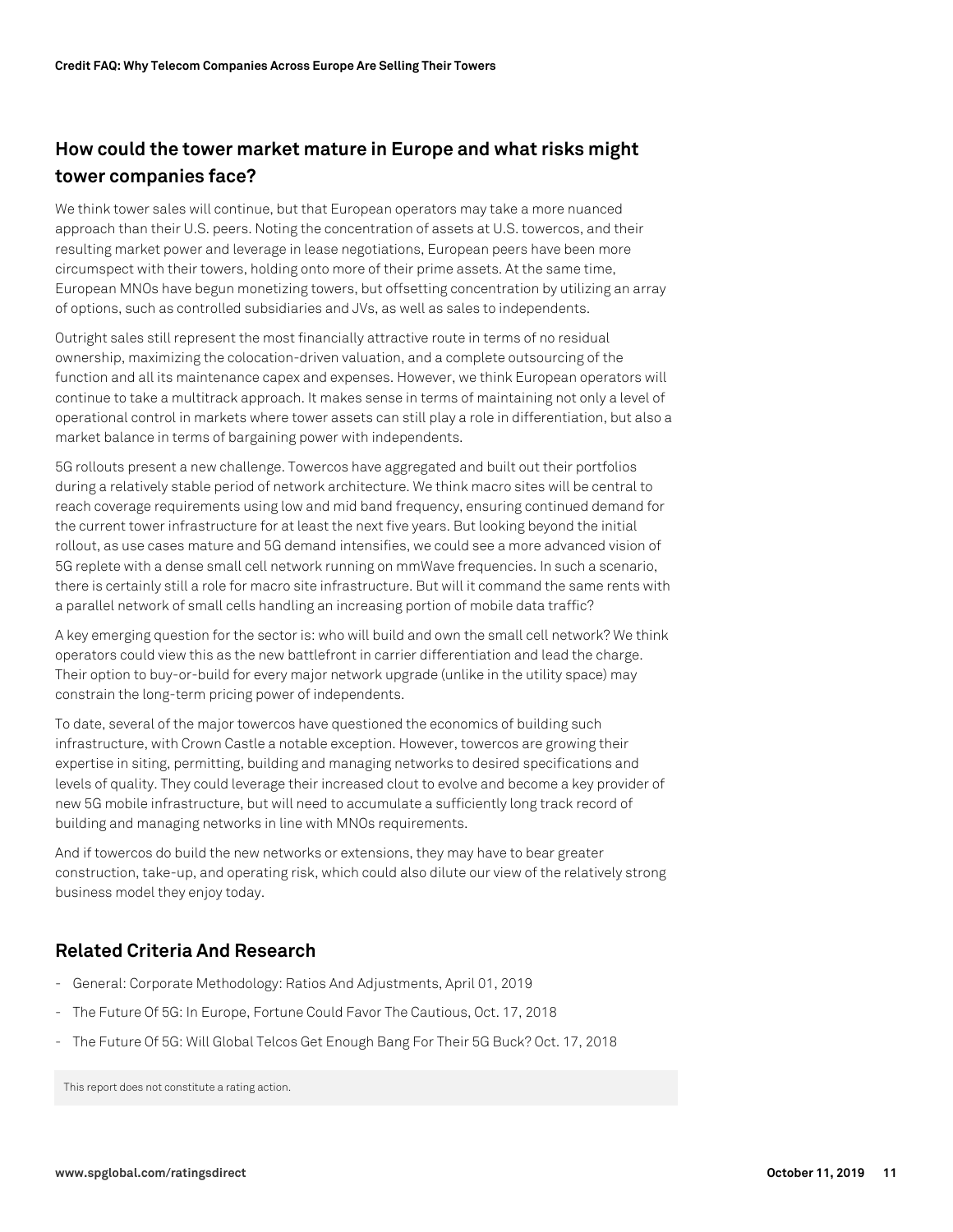## How could the tower market mature in Europe and what risks might tower companies face?

We think tower sales will continue, but that European operators may take a more nuanced approach than their U.S. peers. Noting the concentration of assets at U.S. towercos, and their resulting market power and leverage in lease negotiations, European peers have been more circumspect with their towers, holding onto more of their prime assets. At the same time, European MNOs have begun monetizing towers, but offsetting concentration by utilizing an array of options, such as controlled subsidiaries and JVs, as well as sales to independents.

Outright sales still represent the most financially attractive route in terms of no residual ownership, maximizing the colocation-driven valuation, and a complete outsourcing of the function and all its maintenance capex and expenses. However, we think European operators will continue to take a multitrack approach. It makes sense in terms of maintaining not only a level of operational control in markets where tower assets can still play a role in differentiation, but also a market balance in terms of bargaining power with independents.

5G rollouts present a new challenge. Towercos have aggregated and built out their portfolios during a relatively stable period of network architecture. We think macro sites will be central to reach coverage requirements using low and mid band frequency, ensuring continued demand for the current tower infrastructure for at least the next five years. But looking beyond the initial rollout, as use cases mature and 5G demand intensifies, we could see a more advanced vision of 5G replete with a dense small cell network running on mmWave frequencies. In such a scenario, there is certainly still a role for macro site infrastructure. But will it command the same rents with a parallel network of small cells handling an increasing portion of mobile data traffic?

A key emerging question for the sector is: who will build and own the small cell network? We think operators could view this as the new battlefront in carrier differentiation and lead the charge. Their option to buy-or-build for every major network upgrade (unlike in the utility space) may constrain the long-term pricing power of independents.

To date, several of the major towercos have questioned the economics of building such infrastructure, with Crown Castle a notable exception. However, towercos are growing their expertise in siting, permitting, building and managing networks to desired specifications and levels of quality. They could leverage their increased clout to evolve and become a key provider of new 5G mobile infrastructure, but will need to accumulate a sufficiently long track record of building and managing networks in line with MNOs requirements.

And if towercos do build the new networks or extensions, they may have to bear greater construction, take-up, and operating risk, which could also dilute our view of the relatively strong business model they enjoy today.

## Related Criteria And Research

- General: Corporate Methodology: Ratios And Adjustments, April 01, 2019
- The Future Of 5G: In Europe, Fortune Could Favor The Cautious, Oct. 17, 2018
- The Future Of 5G: Will Global Telcos Get Enough Bang For Their 5G Buck? Oct. 17, 2018

This report does not constitute a rating action.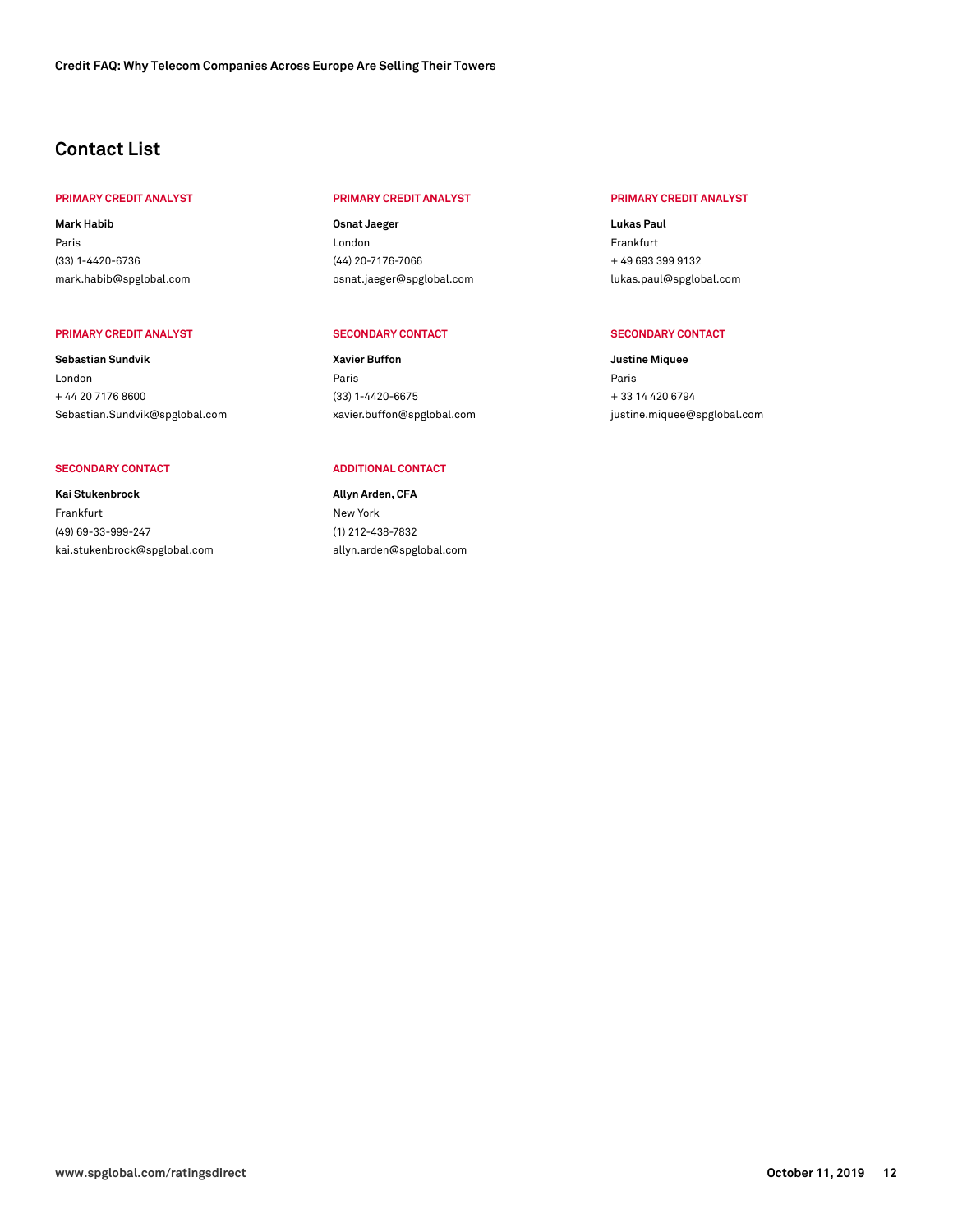## Contact List

**PRIMARY CREDIT ANALYST**

**Mark Habib**
Paris
(33) 1-4420-6736
mark.habib@spglobal.com

**PRIMARY CREDIT ANALYST**

**Osnat Jaeger**
London
(44) 20-7176-7066
osnat.jaeger@spglobal.com

**PRIMARY CREDIT ANALYST**

**Lukas Paul**
Frankfurt
+ 49 693 399 9132
lukas.paul@spglobal.com

**PRIMARY CREDIT ANALYST**

**Sebastian Sundvik**
London
+ 44 20 7176 8600
Sebastian.Sundvik@spglobal.com

**SECONDARY CONTACT**

**Xavier Buffon**
Paris
(33) 1-4420-6675
xavier.buffon@spglobal.com

**SECONDARY CONTACT**

**Justine Miquee**
Paris
+ 33 14 420 6794
justine.miquee@spglobal.com

**SECONDARY CONTACT**

**Kai Stukenbrock**
Frankfurt
(49) 69-33-999-247
kai.stukenbrock@spglobal.com

**ADDITIONAL CONTACT**

**Allyn Arden, CFA**
New York
(1) 212-438-7832
allyn.arden@spglobal.com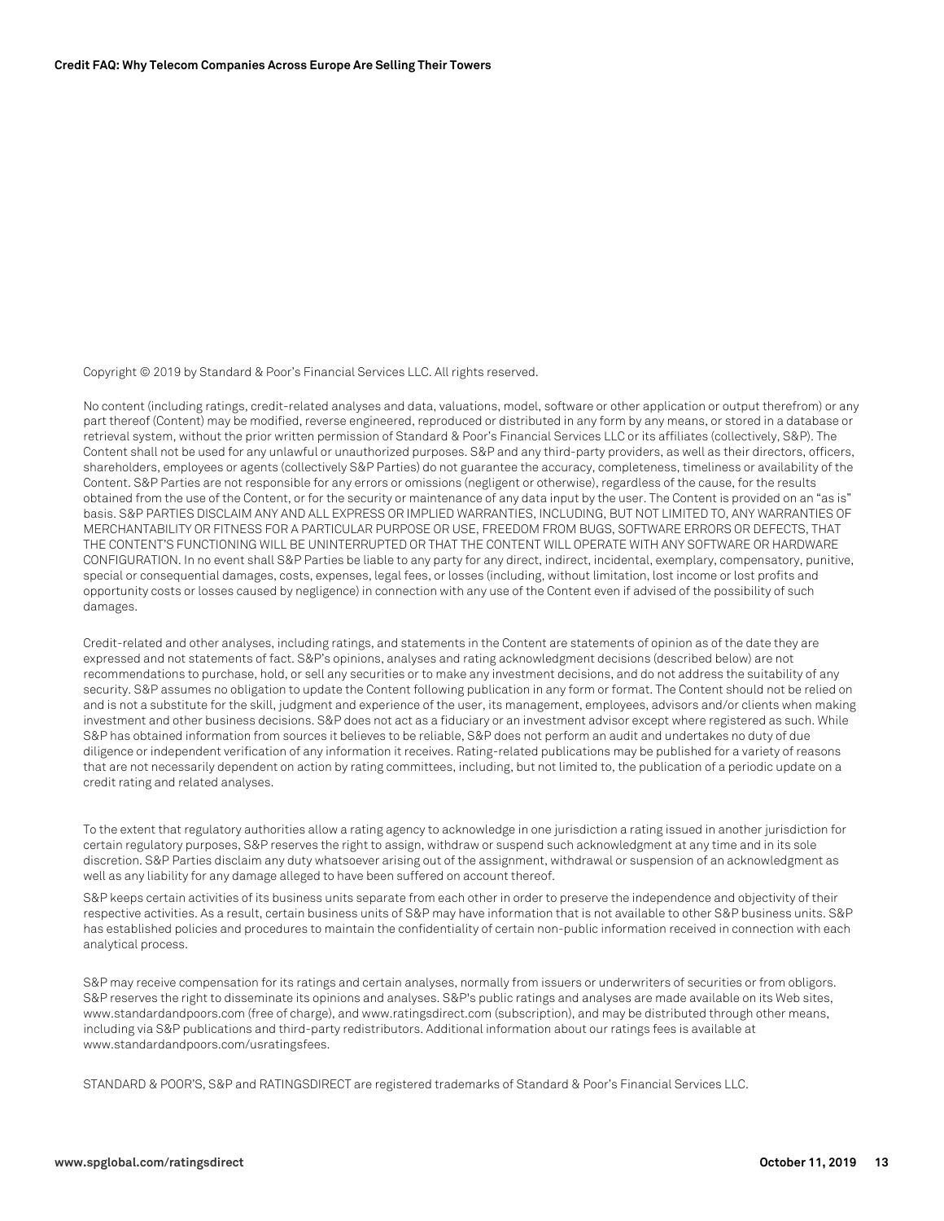Copyright © 2019 by Standard & Poor's Financial Services LLC. All rights reserved.

No content (including ratings, credit-related analyses and data, valuations, model, software or other application or output therefrom) or any part thereof (Content) may be modified, reverse engineered, reproduced or distributed in any form by any means, or stored in a database or retrieval system, without the prior written permission of Standard & Poor's Financial Services LLC or its affiliates (collectively, S&P). The Content shall not be used for any unlawful or unauthorized purposes. S&P and any third-party providers, as well as their directors, officers, shareholders, employees or agents (collectively S&P Parties) do not guarantee the accuracy, completeness, timeliness or availability of the Content. S&P Parties are not responsible for any errors or omissions (negligent or otherwise), regardless of the cause, for the results obtained from the use of the Content, or for the security or maintenance of any data input by the user. The Content is provided on an "as is" basis. S&P PARTIES DISCLAIM ANY AND ALL EXPRESS OR IMPLIED WARRANTIES, INCLUDING, BUT NOT LIMITED TO, ANY WARRANTIES OF MERCHANTABILITY OR FITNESS FOR A PARTICULAR PURPOSE OR USE, FREEDOM FROM BUGS, SOFTWARE ERRORS OR DEFECTS, THAT THE CONTENT'S FUNCTIONING WILL BE UNINTERRUPTED OR THAT THE CONTENT WILL OPERATE WITH ANY SOFTWARE OR HARDWARE CONFIGURATION. In no event shall S&P Parties be liable to any party for any direct, indirect, incidental, exemplary, compensatory, punitive, special or consequential damages, costs, expenses, legal fees, or losses (including, without limitation, lost income or lost profits and opportunity costs or losses caused by negligence) in connection with any use of the Content even if advised of the possibility of such damages.

Credit-related and other analyses, including ratings, and statements in the Content are statements of opinion as of the date they are expressed and not statements of fact. S&P's opinions, analyses and rating acknowledgment decisions (described below) are not recommendations to purchase, hold, or sell any securities or to make any investment decisions, and do not address the suitability of any security. S&P assumes no obligation to update the Content following publication in any form or format. The Content should not be relied on and is not a substitute for the skill, judgment and experience of the user, its management, employees, advisors and/or clients when making investment and other business decisions. S&P does not act as a fiduciary or an investment advisor except where registered as such. While S&P has obtained information from sources it believes to be reliable, S&P does not perform an audit and undertakes no duty of due diligence or independent verification of any information it receives. Rating-related publications may be published for a variety of reasons that are not necessarily dependent on action by rating committees, including, but not limited to, the publication of a periodic update on a credit rating and related analyses.

To the extent that regulatory authorities allow a rating agency to acknowledge in one jurisdiction a rating issued in another jurisdiction for certain regulatory purposes, S&P reserves the right to assign, withdraw or suspend such acknowledgment at any time and in its sole discretion. S&P Parties disclaim any duty whatsoever arising out of the assignment, withdrawal or suspension of an acknowledgment as well as any liability for any damage alleged to have been suffered on account thereof.

S&P keeps certain activities of its business units separate from each other in order to preserve the independence and objectivity of their respective activities. As a result, certain business units of S&P may have information that is not available to other S&P business units. S&P has established policies and procedures to maintain the confidentiality of certain non-public information received in connection with each analytical process.

S&P may receive compensation for its ratings and certain analyses, normally from issuers or underwriters of securities or from obligors. S&P reserves the right to disseminate its opinions and analyses. S&P's public ratings and analyses are made available on its Web sites, www.standardandpoors.com (free of charge), and www.ratingsdirect.com (subscription), and may be distributed through other means, including via S&P publications and third-party redistributors. Additional information about our ratings fees is available at www.standardandpoors.com/usratingsfees.

STANDARD & POOR'S, S&P and RATINGSDIRECT are registered trademarks of Standard & Poor's Financial Services LLC.